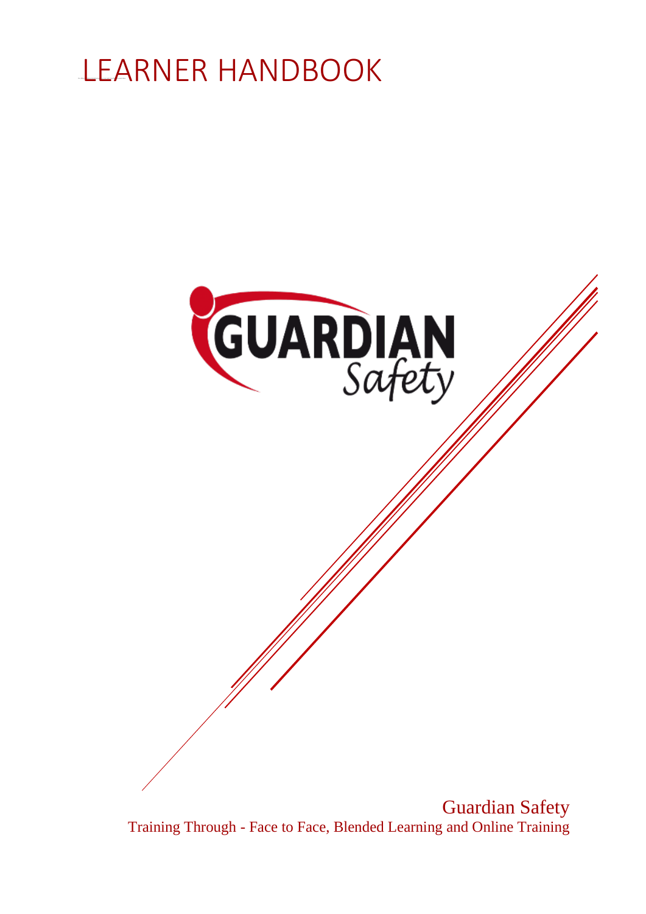# LEARNER HANDBOOK

GUARDIAN *Safety*

Guardian Safety

Training Through - Face to Face, Blended Learning and Online Training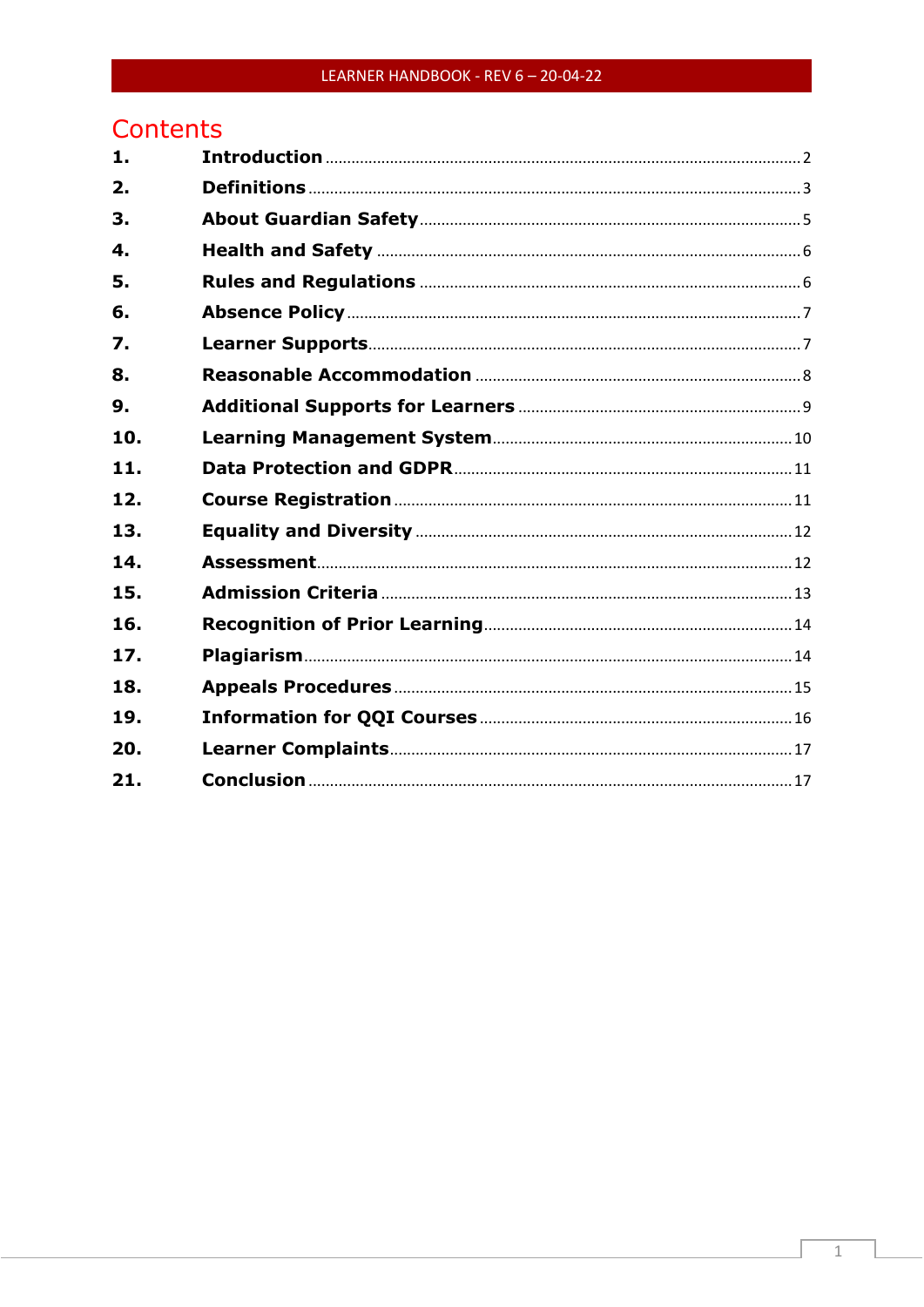# Contents

| | | |
|---|---|---|
| 1. | Introduction | 2 |
| 2. | Definitions | 3 |
| 3. | About Guardian Safety | 5 |
| 4. | Health and Safety | 6 |
| 5. | Rules and Regulations | 6 |
| 6. | Absence Policy | 7 |
| 7. | Learner Supports | 7 |
| 8. | Reasonable Accommodation | 8 |
| 9. | Additional Supports for Learners | 9 |
| 10. | Learning Management System | 10 |
| 11. | Data Protection and GDPR | 11 |
| 12. | Course Registration | 11 |
| 13. | Equality and Diversity | 12 |
| 14. | Assessment | 12 |
| 15. | Admission Criteria | 13 |
| 16. | Recognition of Prior Learning | 14 |
| 17. | Plagiarism | 14 |
| 18. | Appeals Procedures | 15 |
| 19. | Information for QQI Courses | 16 |
| 20. | Learner Complaints | 17 |
| 21. | Conclusion | 17 |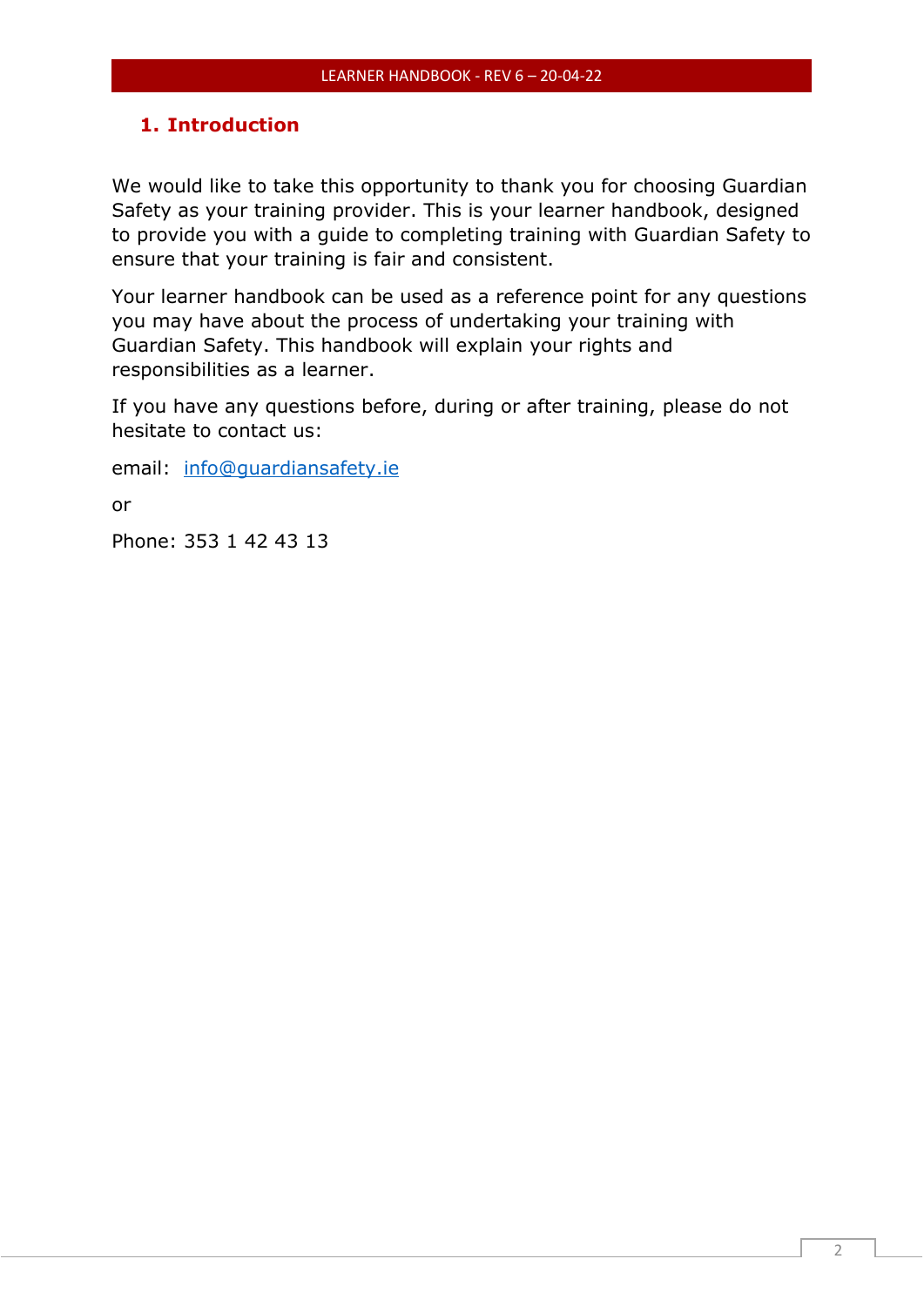## 1. Introduction

We would like to take this opportunity to thank you for choosing Guardian Safety as your training provider. This is your learner handbook, designed to provide you with a guide to completing training with Guardian Safety to ensure that your training is fair and consistent.

Your learner handbook can be used as a reference point for any questions you may have about the process of undertaking your training with Guardian Safety. This handbook will explain your rights and responsibilities as a learner.

If you have any questions before, during or after training, please do not hesitate to contact us:

email: info@guardiansafety.ie

or

Phone: 353 1 42 43 13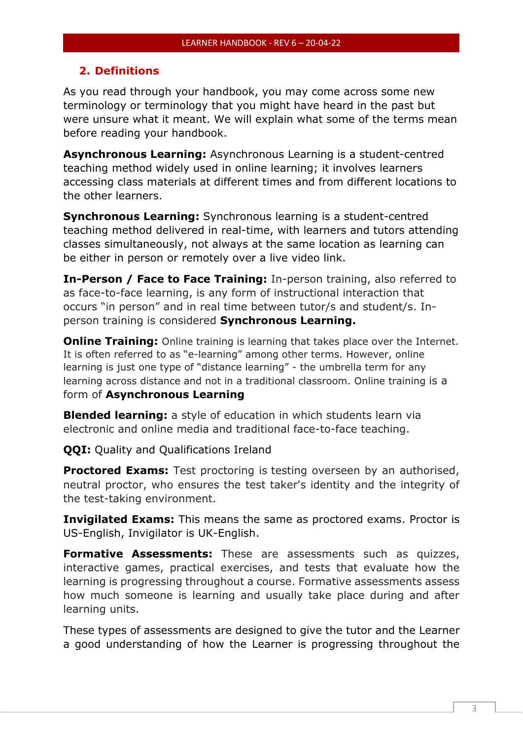## 2. Definitions

As you read through your handbook, you may come across some new terminology or terminology that you might have heard in the past but were unsure what it meant. We will explain what some of the terms mean before reading your handbook.

**Asynchronous Learning:** Asynchronous Learning is a student-centred teaching method widely used in online learning; it involves learners accessing class materials at different times and from different locations to the other learners.

**Synchronous Learning:** Synchronous learning is a student-centred teaching method delivered in real-time, with learners and tutors attending classes simultaneously, not always at the same location as learning can be either in person or remotely over a live video link.

**In-Person / Face to Face Training:** In-person training, also referred to as face-to-face learning, is any form of instructional interaction that occurs "in person" and in real time between tutor/s and student/s. In-person training is considered **Synchronous Learning.**

**Online Training:** Online training is learning that takes place over the Internet. It is often referred to as "e-learning" among other terms. However, online learning is just one type of "distance learning" - the umbrella term for any learning across distance and not in a traditional classroom. Online training is a form of **Asynchronous Learning**

**Blended learning:** a style of education in which students learn via electronic and online media and traditional face-to-face teaching.

**QQI:** Quality and Qualifications Ireland

**Proctored Exams:** Test proctoring is testing overseen by an authorised, neutral proctor, who ensures the test taker's identity and the integrity of the test-taking environment.

**Invigilated Exams:** This means the same as proctored exams. Proctor is US-English, Invigilator is UK-English.

**Formative Assessments:** These are assessments such as quizzes, interactive games, practical exercises, and tests that evaluate how the learning is progressing throughout a course. Formative assessments assess how much someone is learning and usually take place during and after learning units.

These types of assessments are designed to give the tutor and the Learner a good understanding of how the Learner is progressing throughout the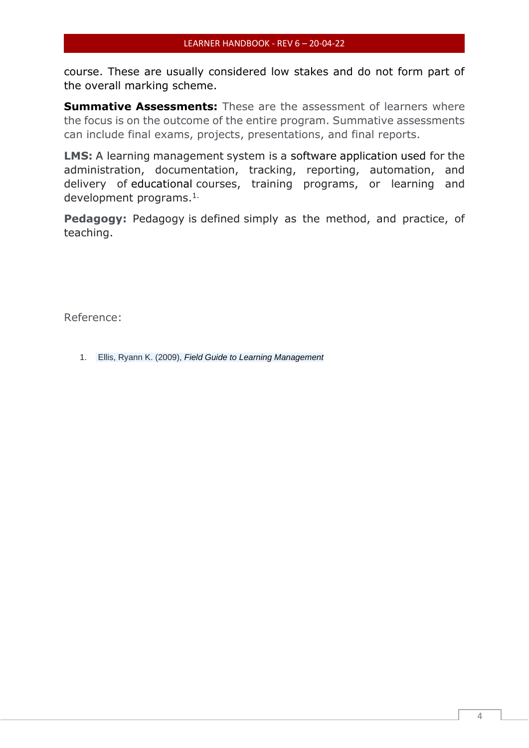course. These are usually considered low stakes and do not form part of the overall marking scheme.

**Summative Assessments:** These are the assessment of learners where the focus is on the outcome of the entire program. Summative assessments can include final exams, projects, presentations, and final reports.

**LMS:** A learning management system is a software application used for the administration, documentation, tracking, reporting, automation, and delivery of educational courses, training programs, or learning and development programs.[1.]

**Pedagogy:** Pedagogy is defined simply as the method, and practice, of teaching.

Reference:

1. Ellis, Ryann K. (2009), *Field Guide to Learning Management*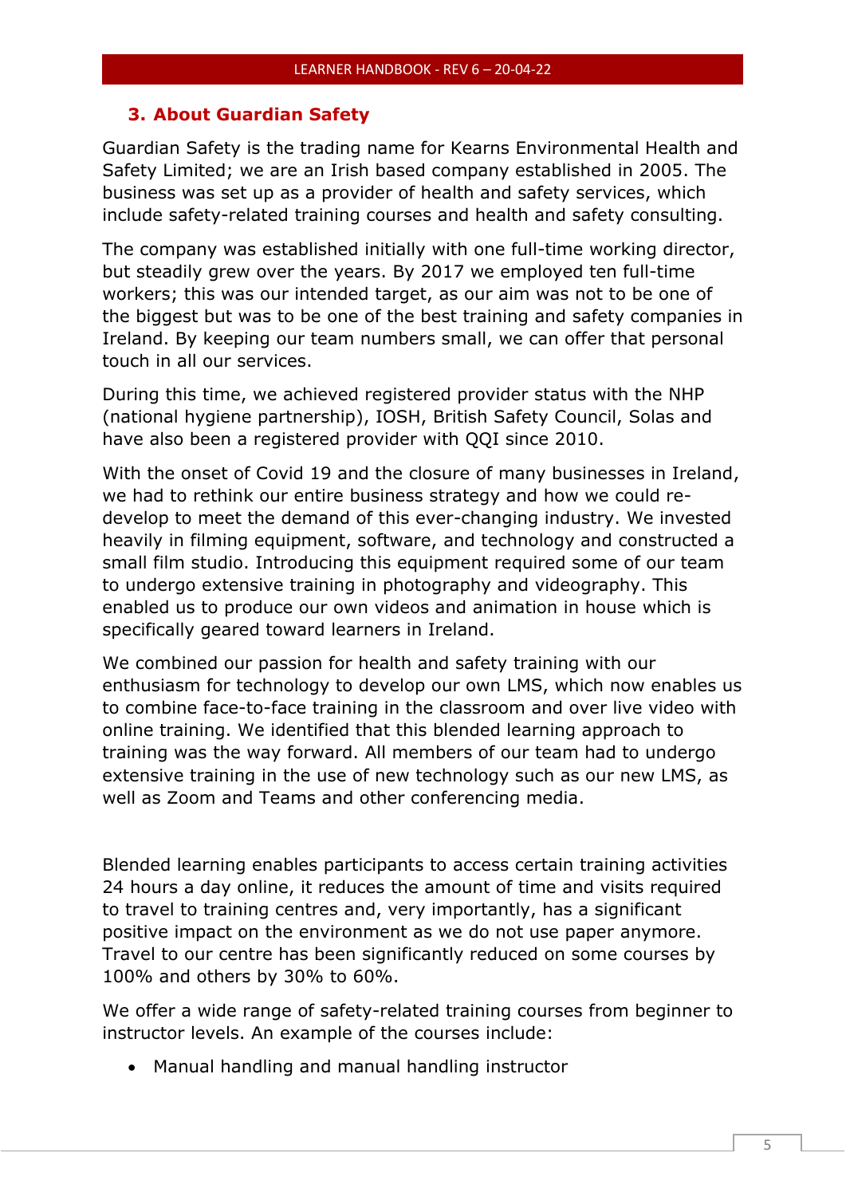## 3. About Guardian Safety

Guardian Safety is the trading name for Kearns Environmental Health and Safety Limited; we are an Irish based company established in 2005. The business was set up as a provider of health and safety services, which include safety-related training courses and health and safety consulting.

The company was established initially with one full-time working director, but steadily grew over the years. By 2017 we employed ten full-time workers; this was our intended target, as our aim was not to be one of the biggest but was to be one of the best training and safety companies in Ireland. By keeping our team numbers small, we can offer that personal touch in all our services.

During this time, we achieved registered provider status with the NHP (national hygiene partnership), IOSH, British Safety Council, Solas and have also been a registered provider with QQI since 2010.

With the onset of Covid 19 and the closure of many businesses in Ireland, we had to rethink our entire business strategy and how we could re-develop to meet the demand of this ever-changing industry. We invested heavily in filming equipment, software, and technology and constructed a small film studio. Introducing this equipment required some of our team to undergo extensive training in photography and videography. This enabled us to produce our own videos and animation in house which is specifically geared toward learners in Ireland.

We combined our passion for health and safety training with our enthusiasm for technology to develop our own LMS, which now enables us to combine face-to-face training in the classroom and over live video with online training. We identified that this blended learning approach to training was the way forward. All members of our team had to undergo extensive training in the use of new technology such as our new LMS, as well as Zoom and Teams and other conferencing media.

Blended learning enables participants to access certain training activities 24 hours a day online, it reduces the amount of time and visits required to travel to training centres and, very importantly, has a significant positive impact on the environment as we do not use paper anymore. Travel to our centre has been significantly reduced on some courses by 100% and others by 30% to 60%.

We offer a wide range of safety-related training courses from beginner to instructor levels. An example of the courses include:

- Manual handling and manual handling instructor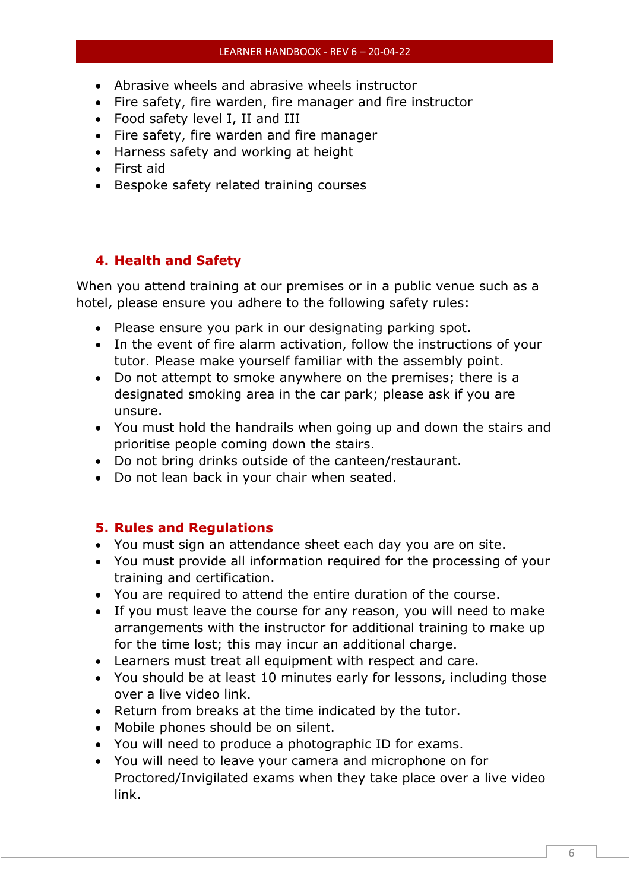- Abrasive wheels and abrasive wheels instructor
- Fire safety, fire warden, fire manager and fire instructor
- Food safety level I, II and III
- Fire safety, fire warden and fire manager
- Harness safety and working at height
- First aid
- Bespoke safety related training courses

## 4. Health and Safety

When you attend training at our premises or in a public venue such as a hotel, please ensure you adhere to the following safety rules:

- Please ensure you park in our designating parking spot.
- In the event of fire alarm activation, follow the instructions of your tutor. Please make yourself familiar with the assembly point.
- Do not attempt to smoke anywhere on the premises; there is a designated smoking area in the car park; please ask if you are unsure.
- You must hold the handrails when going up and down the stairs and prioritise people coming down the stairs.
- Do not bring drinks outside of the canteen/restaurant.
- Do not lean back in your chair when seated.

## 5. Rules and Regulations

- You must sign an attendance sheet each day you are on site.
- You must provide all information required for the processing of your training and certification.
- You are required to attend the entire duration of the course.
- If you must leave the course for any reason, you will need to make arrangements with the instructor for additional training to make up for the time lost; this may incur an additional charge.
- Learners must treat all equipment with respect and care.
- You should be at least 10 minutes early for lessons, including those over a live video link.
- Return from breaks at the time indicated by the tutor.
- Mobile phones should be on silent.
- You will need to produce a photographic ID for exams.
- You will need to leave your camera and microphone on for Proctored/Invigilated exams when they take place over a live video link.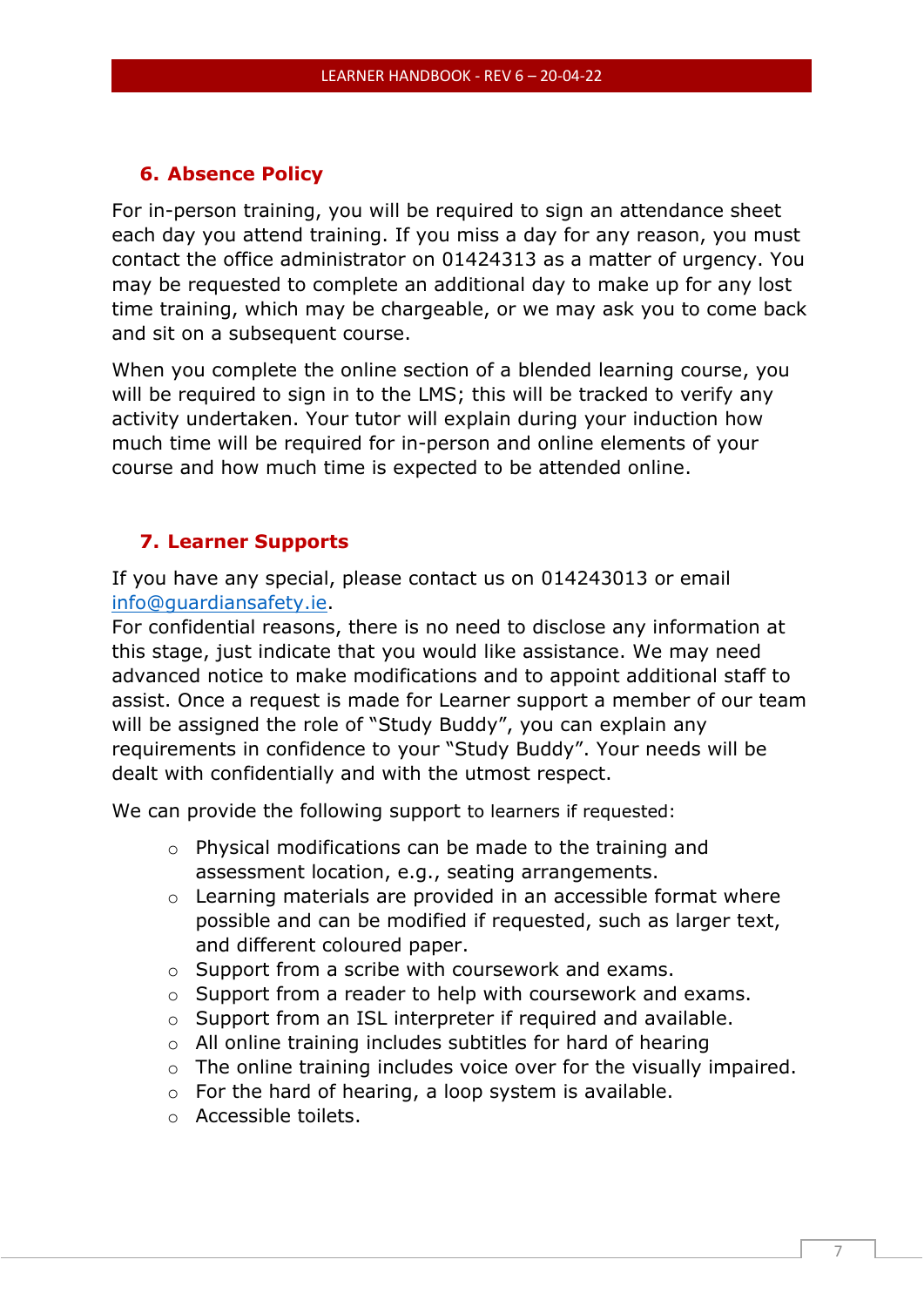## 6. Absence Policy

For in-person training, you will be required to sign an attendance sheet each day you attend training. If you miss a day for any reason, you must contact the office administrator on 01424313 as a matter of urgency. You may be requested to complete an additional day to make up for any lost time training, which may be chargeable, or we may ask you to come back and sit on a subsequent course.

When you complete the online section of a blended learning course, you will be required to sign in to the LMS; this will be tracked to verify any activity undertaken. Your tutor will explain during your induction how much time will be required for in-person and online elements of your course and how much time is expected to be attended online.

## 7. Learner Supports

If you have any special, please contact us on 014243013 or email info@guardiansafety.ie.
For confidential reasons, there is no need to disclose any information at this stage, just indicate that you would like assistance. We may need advanced notice to make modifications and to appoint additional staff to assist. Once a request is made for Learner support a member of our team will be assigned the role of "Study Buddy", you can explain any requirements in confidence to your "Study Buddy". Your needs will be dealt with confidentially and with the utmost respect.

We can provide the following support to learners if requested:

- Physical modifications can be made to the training and assessment location, e.g., seating arrangements.
- Learning materials are provided in an accessible format where possible and can be modified if requested, such as larger text, and different coloured paper.
- Support from a scribe with coursework and exams.
- Support from a reader to help with coursework and exams.
- Support from an ISL interpreter if required and available.
- All online training includes subtitles for hard of hearing
- The online training includes voice over for the visually impaired.
- For the hard of hearing, a loop system is available.
- Accessible toilets.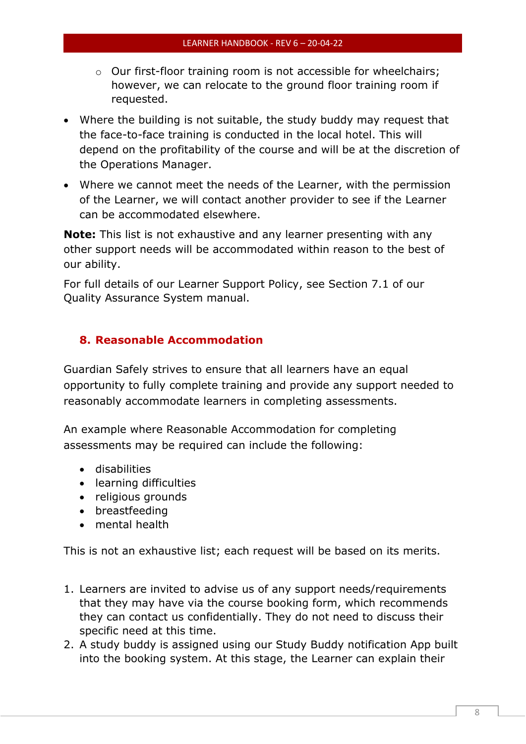- Our first-floor training room is not accessible for wheelchairs; however, we can relocate to the ground floor training room if requested.

- Where the building is not suitable, the study buddy may request that the face-to-face training is conducted in the local hotel. This will depend on the profitability of the course and will be at the discretion of the Operations Manager.
- Where we cannot meet the needs of the Learner, with the permission of the Learner, we will contact another provider to see if the Learner can be accommodated elsewhere.

**Note:** This list is not exhaustive and any learner presenting with any other support needs will be accommodated within reason to the best of our ability.

For full details of our Learner Support Policy, see Section 7.1 of our Quality Assurance System manual.

## 8. Reasonable Accommodation

Guardian Safely strives to ensure that all learners have an equal opportunity to fully complete training and provide any support needed to reasonably accommodate learners in completing assessments.

An example where Reasonable Accommodation for completing assessments may be required can include the following:

- disabilities
- learning difficulties
- religious grounds
- breastfeeding
- mental health

This is not an exhaustive list; each request will be based on its merits.

1. Learners are invited to advise us of any support needs/requirements that they may have via the course booking form, which recommends they can contact us confidentially. They do not need to discuss their specific need at this time.
2. A study buddy is assigned using our Study Buddy notification App built into the booking system. At this stage, the Learner can explain their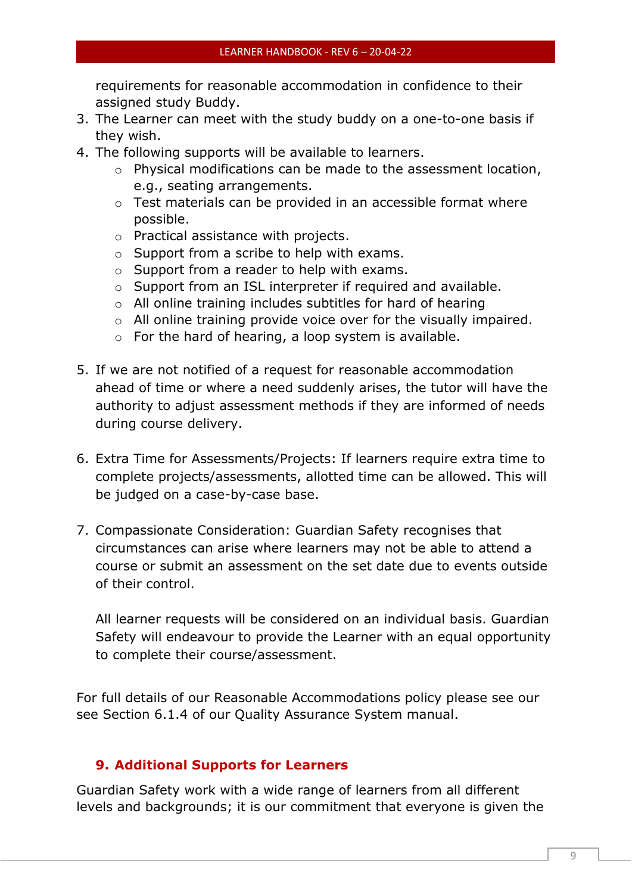requirements for reasonable accommodation in confidence to their assigned study Buddy.

3. The Learner can meet with the study buddy on a one-to-one basis if they wish.
4. The following supports will be available to learners.
    - Physical modifications can be made to the assessment location, e.g., seating arrangements.
    - Test materials can be provided in an accessible format where possible.
    - Practical assistance with projects.
    - Support from a scribe to help with exams.
    - Support from a reader to help with exams.
    - Support from an ISL interpreter if required and available.
    - All online training includes subtitles for hard of hearing
    - All online training provide voice over for the visually impaired.
    - For the hard of hearing, a loop system is available.

5. If we are not notified of a request for reasonable accommodation ahead of time or where a need suddenly arises, the tutor will have the authority to adjust assessment methods if they are informed of needs during course delivery.

6. Extra Time for Assessments/Projects: If learners require extra time to complete projects/assessments, allotted time can be allowed. This will be judged on a case-by-case base.

7. Compassionate Consideration: Guardian Safety recognises that circumstances can arise where learners may not be able to attend a course or submit an assessment on the set date due to events outside of their control.

    All learner requests will be considered on an individual basis. Guardian Safety will endeavour to provide the Learner with an equal opportunity to complete their course/assessment.

For full details of our Reasonable Accommodations policy please see our see Section 6.1.4 of our Quality Assurance System manual.

## 9. Additional Supports for Learners

Guardian Safety work with a wide range of learners from all different levels and backgrounds; it is our commitment that everyone is given the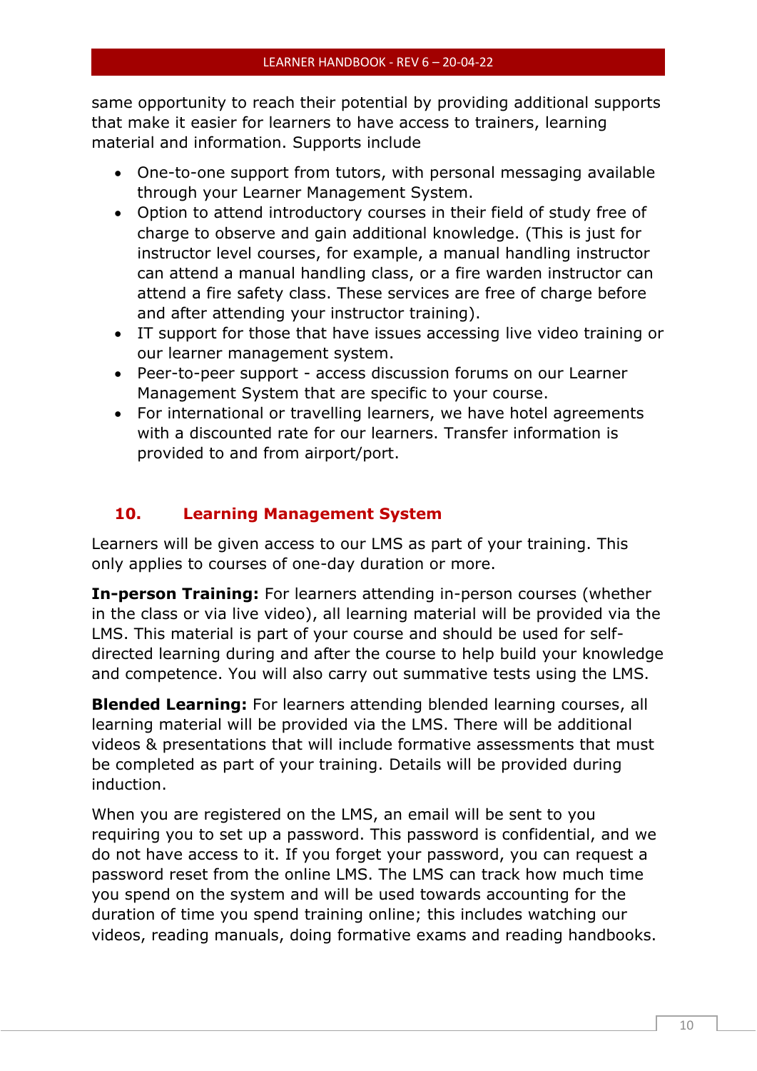same opportunity to reach their potential by providing additional supports that make it easier for learners to have access to trainers, learning material and information. Supports include

- One-to-one support from tutors, with personal messaging available through your Learner Management System.
- Option to attend introductory courses in their field of study free of charge to observe and gain additional knowledge. (This is just for instructor level courses, for example, a manual handling instructor can attend a manual handling class, or a fire warden instructor can attend a fire safety class. These services are free of charge before and after attending your instructor training).
- IT support for those that have issues accessing live video training or our learner management system.
- Peer-to-peer support - access discussion forums on our Learner Management System that are specific to your course.
- For international or travelling learners, we have hotel agreements with a discounted rate for our learners. Transfer information is provided to and from airport/port.

## 10. Learning Management System

Learners will be given access to our LMS as part of your training. This only applies to courses of one-day duration or more.

**In-person Training:** For learners attending in-person courses (whether in the class or via live video), all learning material will be provided via the LMS. This material is part of your course and should be used for self-directed learning during and after the course to help build your knowledge and competence. You will also carry out summative tests using the LMS.

**Blended Learning:** For learners attending blended learning courses, all learning material will be provided via the LMS. There will be additional videos & presentations that will include formative assessments that must be completed as part of your training. Details will be provided during induction.

When you are registered on the LMS, an email will be sent to you requiring you to set up a password. This password is confidential, and we do not have access to it. If you forget your password, you can request a password reset from the online LMS. The LMS can track how much time you spend on the system and will be used towards accounting for the duration of time you spend training online; this includes watching our videos, reading manuals, doing formative exams and reading handbooks.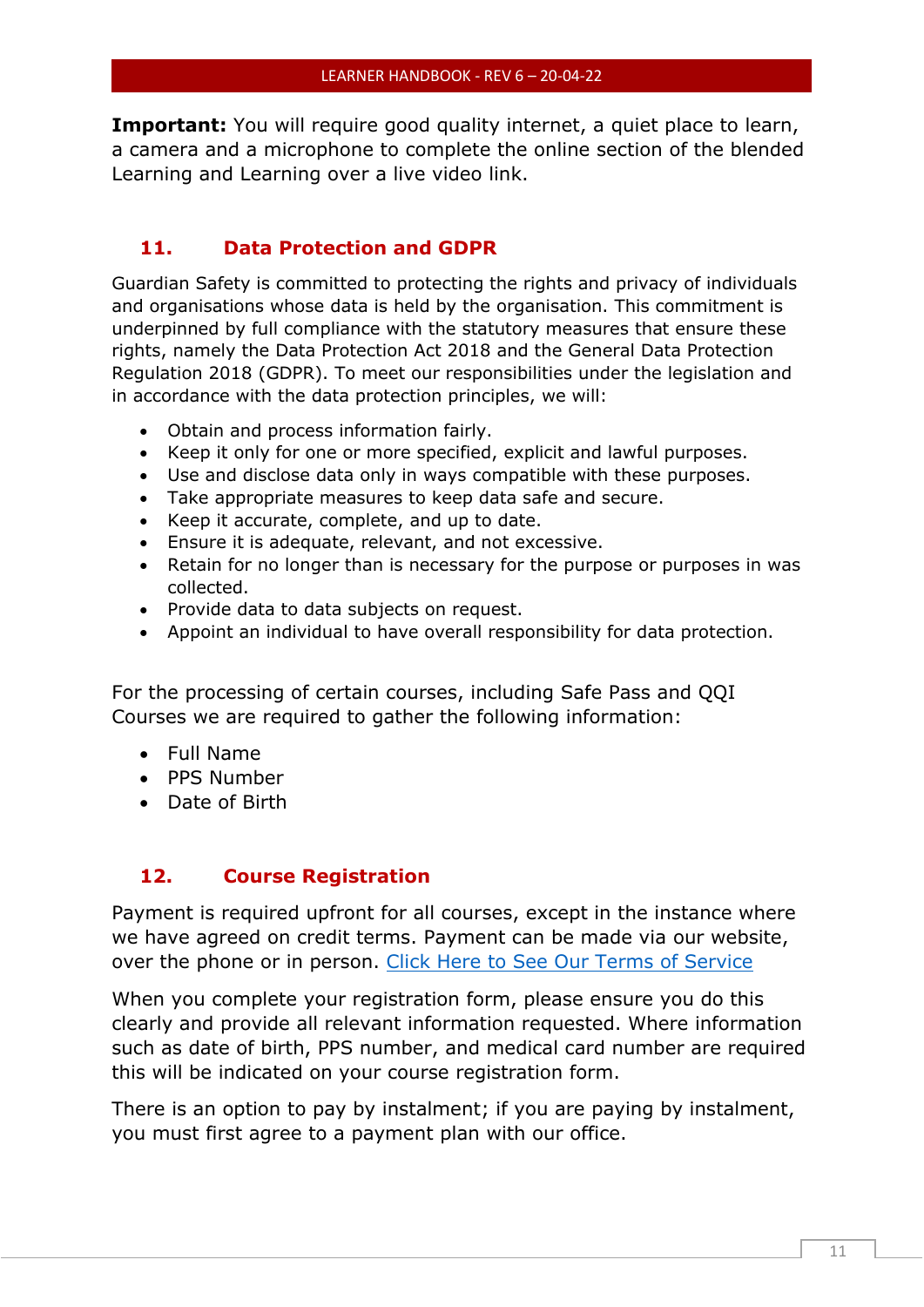**Important:** You will require good quality internet, a quiet place to learn, a camera and a microphone to complete the online section of the blended Learning and Learning over a live video link.

## 11. Data Protection and GDPR

Guardian Safety is committed to protecting the rights and privacy of individuals and organisations whose data is held by the organisation. This commitment is underpinned by full compliance with the statutory measures that ensure these rights, namely the Data Protection Act 2018 and the General Data Protection Regulation 2018 (GDPR). To meet our responsibilities under the legislation and in accordance with the data protection principles, we will:

- Obtain and process information fairly.
- Keep it only for one or more specified, explicit and lawful purposes.
- Use and disclose data only in ways compatible with these purposes.
- Take appropriate measures to keep data safe and secure.
- Keep it accurate, complete, and up to date.
- Ensure it is adequate, relevant, and not excessive.
- Retain for no longer than is necessary for the purpose or purposes in was collected.
- Provide data to data subjects on request.
- Appoint an individual to have overall responsibility for data protection.

For the processing of certain courses, including Safe Pass and QQI Courses we are required to gather the following information:

- Full Name
- PPS Number
- Date of Birth

## 12. Course Registration

Payment is required upfront for all courses, except in the instance where we have agreed on credit terms. Payment can be made via our website, over the phone or in person. [Click Here to See Our Terms of Service]

When you complete your registration form, please ensure you do this clearly and provide all relevant information requested. Where information such as date of birth, PPS number, and medical card number are required this will be indicated on your course registration form.

There is an option to pay by instalment; if you are paying by instalment, you must first agree to a payment plan with our office.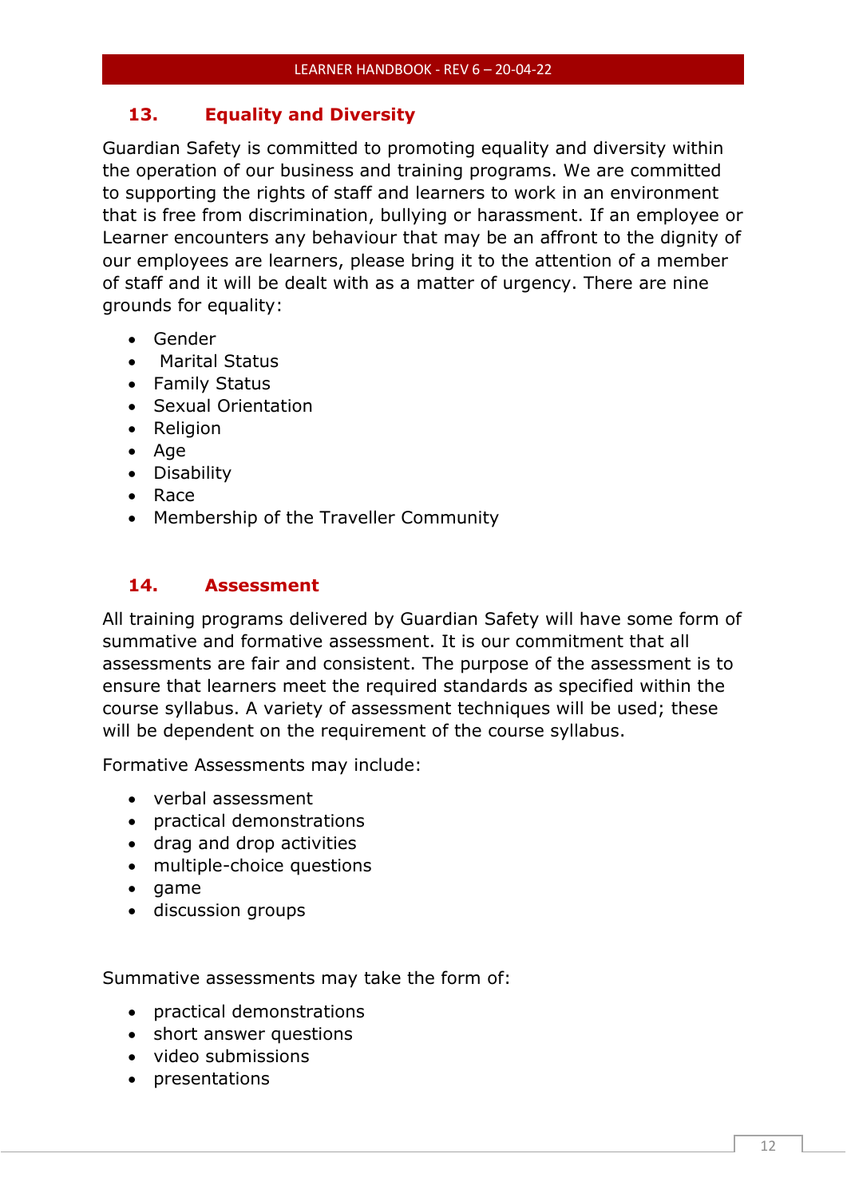## 13. Equality and Diversity

Guardian Safety is committed to promoting equality and diversity within the operation of our business and training programs. We are committed to supporting the rights of staff and learners to work in an environment that is free from discrimination, bullying or harassment. If an employee or Learner encounters any behaviour that may be an affront to the dignity of our employees are learners, please bring it to the attention of a member of staff and it will be dealt with as a matter of urgency. There are nine grounds for equality:

- Gender
- Marital Status
- Family Status
- Sexual Orientation
- Religion
- Age
- Disability
- Race
- Membership of the Traveller Community

## 14. Assessment

All training programs delivered by Guardian Safety will have some form of summative and formative assessment. It is our commitment that all assessments are fair and consistent. The purpose of the assessment is to ensure that learners meet the required standards as specified within the course syllabus. A variety of assessment techniques will be used; these will be dependent on the requirement of the course syllabus.

Formative Assessments may include:

- verbal assessment
- practical demonstrations
- drag and drop activities
- multiple-choice questions
- game
- discussion groups

Summative assessments may take the form of:

- practical demonstrations
- short answer questions
- video submissions
- presentations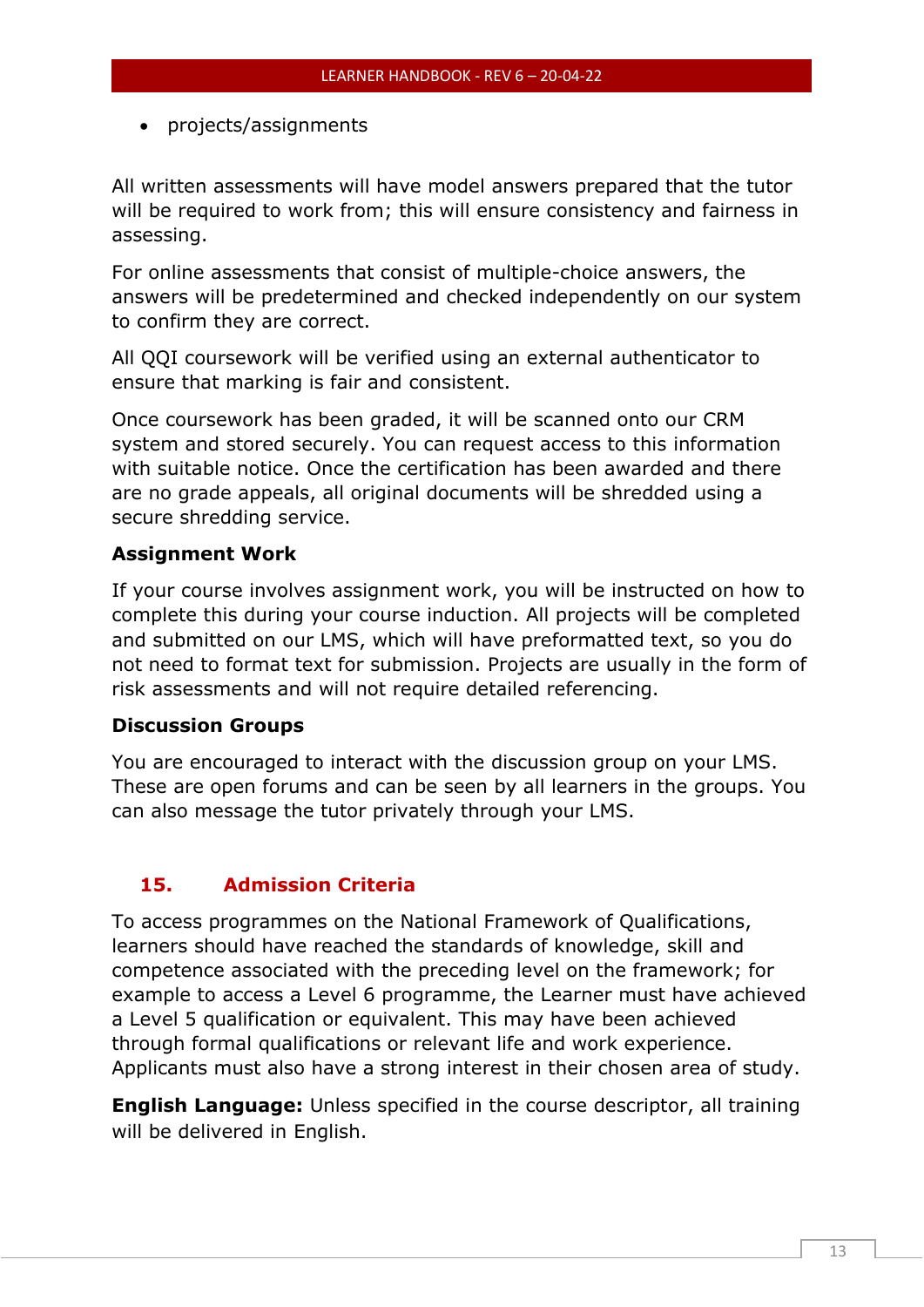- projects/assignments

All written assessments will have model answers prepared that the tutor will be required to work from; this will ensure consistency and fairness in assessing.

For online assessments that consist of multiple-choice answers, the answers will be predetermined and checked independently on our system to confirm they are correct.

All QQI coursework will be verified using an external authenticator to ensure that marking is fair and consistent.

Once coursework has been graded, it will be scanned onto our CRM system and stored securely. You can request access to this information with suitable notice. Once the certification has been awarded and there are no grade appeals, all original documents will be shredded using a secure shredding service.

**Assignment Work**

If your course involves assignment work, you will be instructed on how to complete this during your course induction. All projects will be completed and submitted on our LMS, which will have preformatted text, so you do not need to format text for submission. Projects are usually in the form of risk assessments and will not require detailed referencing.

**Discussion Groups**

You are encouraged to interact with the discussion group on your LMS. These are open forums and can be seen by all learners in the groups. You can also message the tutor privately through your LMS.

## 15. Admission Criteria

To access programmes on the National Framework of Qualifications, learners should have reached the standards of knowledge, skill and competence associated with the preceding level on the framework; for example to access a Level 6 programme, the Learner must have achieved a Level 5 qualification or equivalent. This may have been achieved through formal qualifications or relevant life and work experience. Applicants must also have a strong interest in their chosen area of study.

**English Language:** Unless specified in the course descriptor, all training will be delivered in English.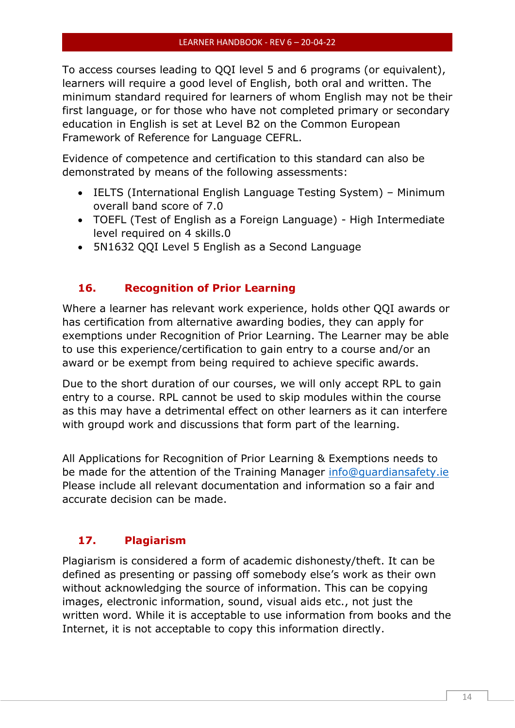To access courses leading to QQI level 5 and 6 programs (or equivalent), learners will require a good level of English, both oral and written. The minimum standard required for learners of whom English may not be their first language, or for those who have not completed primary or secondary education in English is set at Level B2 on the Common European Framework of Reference for Language CEFRL.

Evidence of competence and certification to this standard can also be demonstrated by means of the following assessments:

- IELTS (International English Language Testing System) – Minimum overall band score of 7.0
- TOEFL (Test of English as a Foreign Language) - High Intermediate level required on 4 skills.0
- 5N1632 QQI Level 5 English as a Second Language

## 16. Recognition of Prior Learning

Where a learner has relevant work experience, holds other QQI awards or has certification from alternative awarding bodies, they can apply for exemptions under Recognition of Prior Learning. The Learner may be able to use this experience/certification to gain entry to a course and/or an award or be exempt from being required to achieve specific awards.

Due to the short duration of our courses, we will only accept RPL to gain entry to a course. RPL cannot be used to skip modules within the course as this may have a detrimental effect on other learners as it can interfere with groupd work and discussions that form part of the learning.

All Applications for Recognition of Prior Learning & Exemptions needs to be made for the attention of the Training Manager info@guardiansafety.ie Please include all relevant documentation and information so a fair and accurate decision can be made.

## 17. Plagiarism

Plagiarism is considered a form of academic dishonesty/theft. It can be defined as presenting or passing off somebody else's work as their own without acknowledging the source of information. This can be copying images, electronic information, sound, visual aids etc., not just the written word. While it is acceptable to use information from books and the Internet, it is not acceptable to copy this information directly.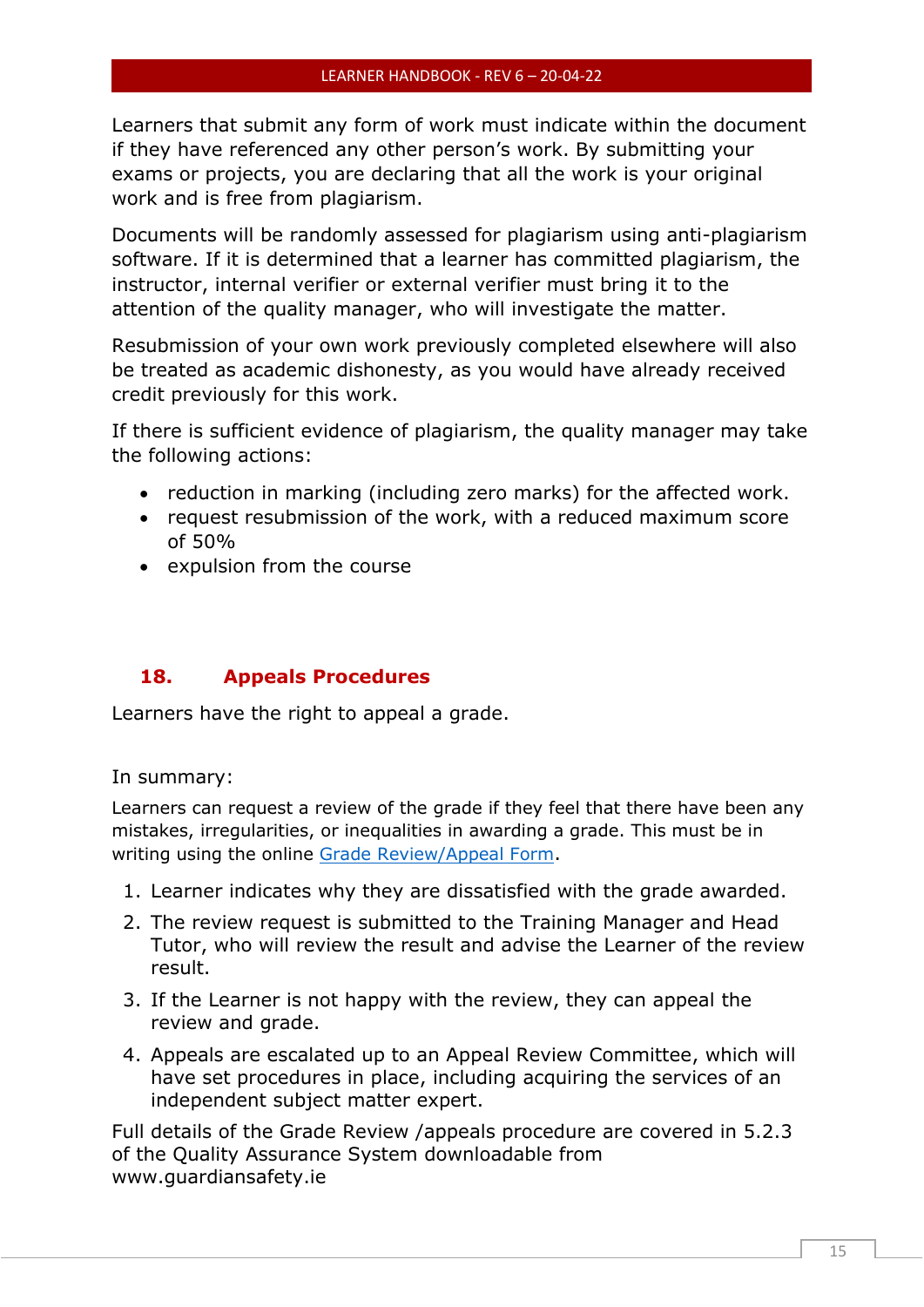Learners that submit any form of work must indicate within the document if they have referenced any other person's work. By submitting your exams or projects, you are declaring that all the work is your original work and is free from plagiarism.

Documents will be randomly assessed for plagiarism using anti-plagiarism software. If it is determined that a learner has committed plagiarism, the instructor, internal verifier or external verifier must bring it to the attention of the quality manager, who will investigate the matter.

Resubmission of your own work previously completed elsewhere will also be treated as academic dishonesty, as you would have already received credit previously for this work.

If there is sufficient evidence of plagiarism, the quality manager may take the following actions:

- reduction in marking (including zero marks) for the affected work.
- request resubmission of the work, with a reduced maximum score of 50%
- expulsion from the course

## 18. Appeals Procedures

Learners have the right to appeal a grade.

In summary:

Learners can request a review of the grade if they feel that there have been any mistakes, irregularities, or inequalities in awarding a grade. This must be in writing using the online [Grade Review/Appeal Form](Grade Review/Appeal Form).

1. Learner indicates why they are dissatisfied with the grade awarded.
2. The review request is submitted to the Training Manager and Head Tutor, who will review the result and advise the Learner of the review result.
3. If the Learner is not happy with the review, they can appeal the review and grade.
4. Appeals are escalated up to an Appeal Review Committee, which will have set procedures in place, including acquiring the services of an independent subject matter expert.

Full details of the Grade Review /appeals procedure are covered in 5.2.3 of the Quality Assurance System downloadable from www.guardiansafety.ie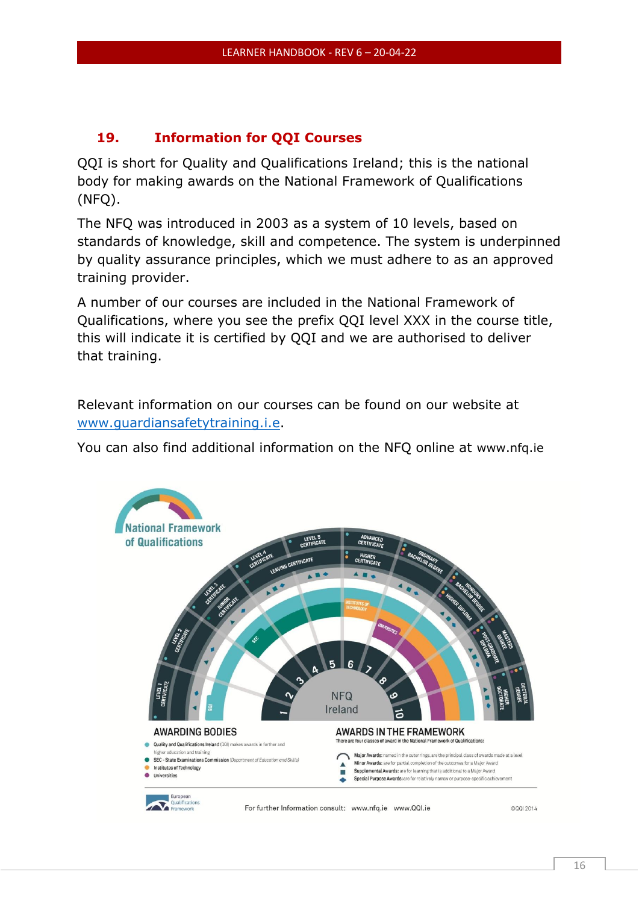## 19. Information for QQI Courses

QQI is short for Quality and Qualifications Ireland; this is the national body for making awards on the National Framework of Qualifications (NFQ).

The NFQ was introduced in 2003 as a system of 10 levels, based on standards of knowledge, skill and competence. The system is underpinned by quality assurance principles, which we must adhere to as an approved training provider.

A number of our courses are included in the National Framework of Qualifications, where you see the prefix QQI level XXX in the course title, this will indicate it is certified by QQI and we are authorised to deliver that training.

Relevant information on our courses can be found on our website at www.guardiansafetytraining.i.e.

You can also find additional information on the NFQ online at www.nfq.ie

National Framework of Qualifications

AWARDING BODIES

- Quality and Qualifications Ireland (QQI) makes awards in further and higher education and training
- SEC - State Examinations Commission (Department of Education and Skills)
- Institutes of Technology
- Universities

AWARDS IN THE FRAMEWORK

There are four classes of award in the National Framework of Qualifications:

- Major Awards: named in the outer rings, are the principal class of awards made at a level
- Minor Awards: are for partial completion of the outcomes for a Major Award
- Supplemental Awards: are for learning that is additional to a Major Award
- Special Purpose Awards: are for relatively narrow or purpose-specific achievement

European Qualifications Framework

For further Information consult: www.nfq.ie www.QQI.ie

©QQI 2014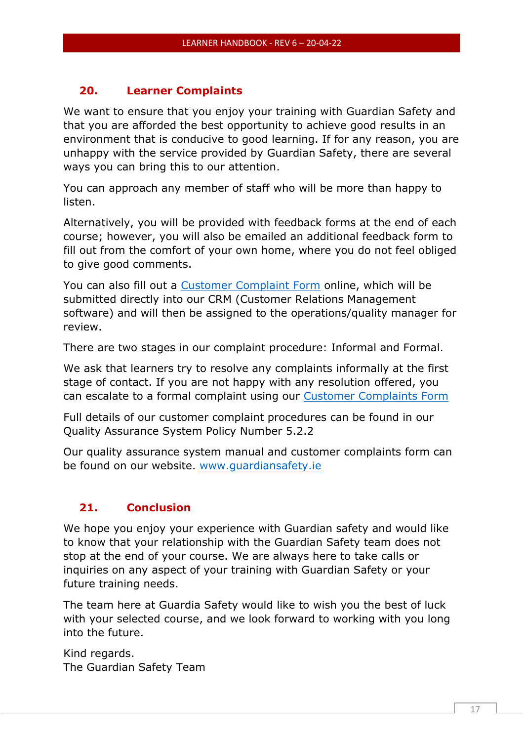## 20. Learner Complaints

We want to ensure that you enjoy your training with Guardian Safety and that you are afforded the best opportunity to achieve good results in an environment that is conducive to good learning. If for any reason, you are unhappy with the service provided by Guardian Safety, there are several ways you can bring this to our attention.

You can approach any member of staff who will be more than happy to listen.

Alternatively, you will be provided with feedback forms at the end of each course; however, you will also be emailed an additional feedback form to fill out from the comfort of your own home, where you do not feel obliged to give good comments.

You can also fill out a Customer Complaint Form online, which will be submitted directly into our CRM (Customer Relations Management software) and will then be assigned to the operations/quality manager for review.

There are two stages in our complaint procedure: Informal and Formal.

We ask that learners try to resolve any complaints informally at the first stage of contact. If you are not happy with any resolution offered, you can escalate to a formal complaint using our Customer Complaints Form

Full details of our customer complaint procedures can be found in our Quality Assurance System Policy Number 5.2.2

Our quality assurance system manual and customer complaints form can be found on our website. www.guardiansafety.ie

## 21. Conclusion

We hope you enjoy your experience with Guardian safety and would like to know that your relationship with the Guardian Safety team does not stop at the end of your course. We are always here to take calls or inquiries on any aspect of your training with Guardian Safety or your future training needs.

The team here at Guardia Safety would like to wish you the best of luck with your selected course, and we look forward to working with you long into the future.

Kind regards.
The Guardian Safety Team